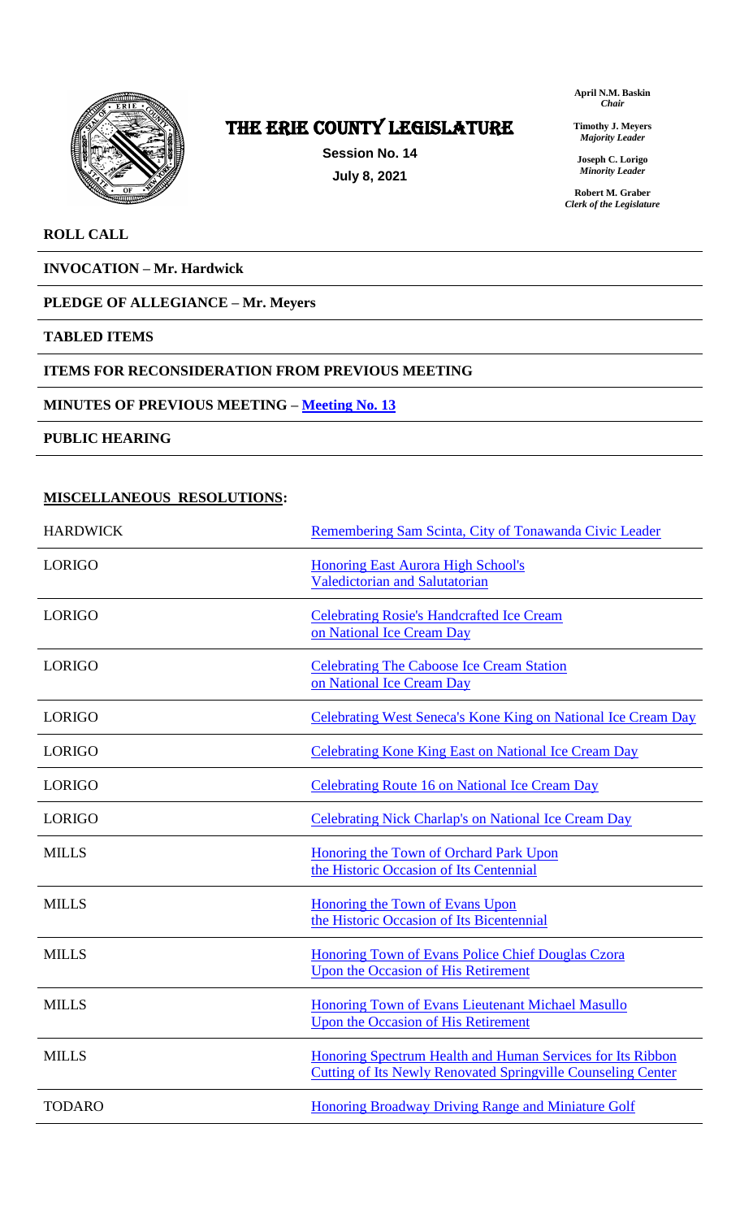# THE ERIE COUNTY LEGISLATURE

**Session No. 14**

**July 8, 2021**

**April N.M. Baskin**
*Chair*

**Timothy J. Meyers**
*Majority Leader*

**Joseph C. Lorigo**
*Minority Leader*

**Robert M. Graber**
*Clerk of the Legislature*

**ROLL CALL**

**INVOCATION – Mr. Hardwick**

**PLEDGE OF ALLEGIANCE – Mr. Meyers**

**TABLED ITEMS**

**ITEMS FOR RECONSIDERATION FROM PREVIOUS MEETING**

**MINUTES OF PREVIOUS MEETING – Meeting No. 13**

**PUBLIC HEARING**

**MISCELLANEOUS RESOLUTIONS:**

| | |
|---|---|
| HARDWICK | Remembering Sam Scinta, City of Tonawanda Civic Leader |
| LORIGO | Honoring East Aurora High School's Valedictorian and Salutatorian |
| LORIGO | Celebrating Rosie's Handcrafted Ice Cream on National Ice Cream Day |
| LORIGO | Celebrating The Caboose Ice Cream Station on National Ice Cream Day |
| LORIGO | Celebrating West Seneca's Kone King on National Ice Cream Day |
| LORIGO | Celebrating Kone King East on National Ice Cream Day |
| LORIGO | Celebrating Route 16 on National Ice Cream Day |
| LORIGO | Celebrating Nick Charlap's on National Ice Cream Day |
| MILLS | Honoring the Town of Orchard Park Upon the Historic Occasion of Its Centennial |
| MILLS | Honoring the Town of Evans Upon the Historic Occasion of Its Bicentennial |
| MILLS | Honoring Town of Evans Police Chief Douglas Czora Upon the Occasion of His Retirement |
| MILLS | Honoring Town of Evans Lieutenant Michael Masullo Upon the Occasion of His Retirement |
| MILLS | Honoring Spectrum Health and Human Services for Its Ribbon Cutting of Its Newly Renovated Springville Counseling Center |
| TODARO | Honoring Broadway Driving Range and Miniature Golf |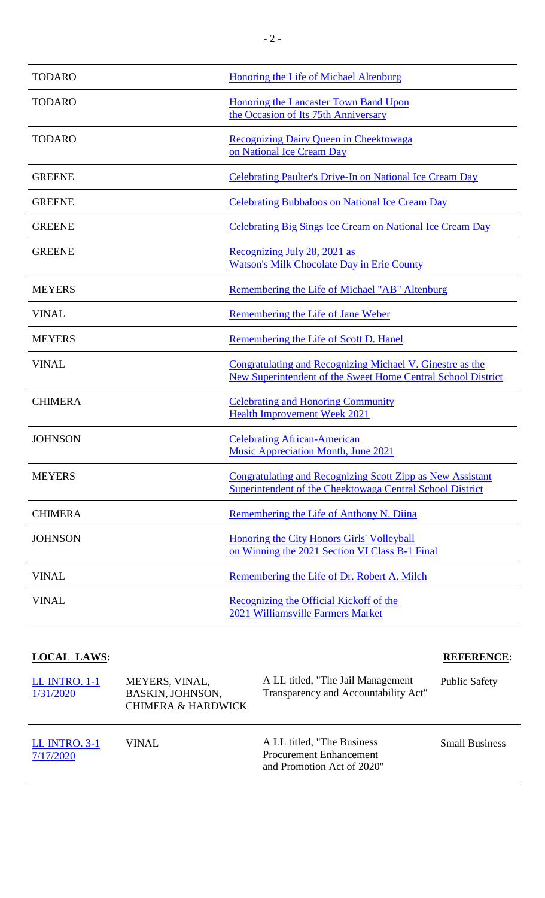| | |
|---|---|
| TODARO | Honoring the Life of Michael Altenburg |
| TODARO | Honoring the Lancaster Town Band Upon the Occasion of Its 75th Anniversary |
| TODARO | Recognizing Dairy Queen in Cheektowaga on National Ice Cream Day |
| GREENE | Celebrating Paulter's Drive-In on National Ice Cream Day |
| GREENE | Celebrating Bubbaloos on National Ice Cream Day |
| GREENE | Celebrating Big Sings Ice Cream on National Ice Cream Day |
| GREENE | Recognizing July 28, 2021 as Watson's Milk Chocolate Day in Erie County |
| MEYERS | Remembering the Life of Michael "AB" Altenburg |
| VINAL | Remembering the Life of Jane Weber |
| MEYERS | Remembering the Life of Scott D. Hanel |
| VINAL | Congratulating and Recognizing Michael V. Ginestre as the New Superintendent of the Sweet Home Central School District |
| CHIMERA | Celebrating and Honoring Community Health Improvement Week 2021 |
| JOHNSON | Celebrating African-American Music Appreciation Month, June 2021 |
| MEYERS | Congratulating and Recognizing Scott Zipp as New Assistant Superintendent of the Cheektowaga Central School District |
| CHIMERA | Remembering the Life of Anthony N. Diina |
| JOHNSON | Honoring the City Honors Girls' Volleyball on Winning the 2021 Section VI Class B-1 Final |
| VINAL | Remembering the Life of Dr. Robert A. Milch |
| VINAL | Recognizing the Official Kickoff of the 2021 Williamsville Farmers Market |

**LOCAL LAWS:**

| LOCAL LAWS | SPONSORS | TITLE | REFERENCE |
|---|---|---|---|
| LL INTRO. 1-1 1/31/2020 | MEYERS, VINAL, BASKIN, JOHNSON, CHIMERA & HARDWICK | A LL titled, "The Jail Management Transparency and Accountability Act" | Public Safety |
| LL INTRO. 3-1 7/17/2020 | VINAL | A LL titled, "The Business Procurement Enhancement and Promotion Act of 2020" | Small Business |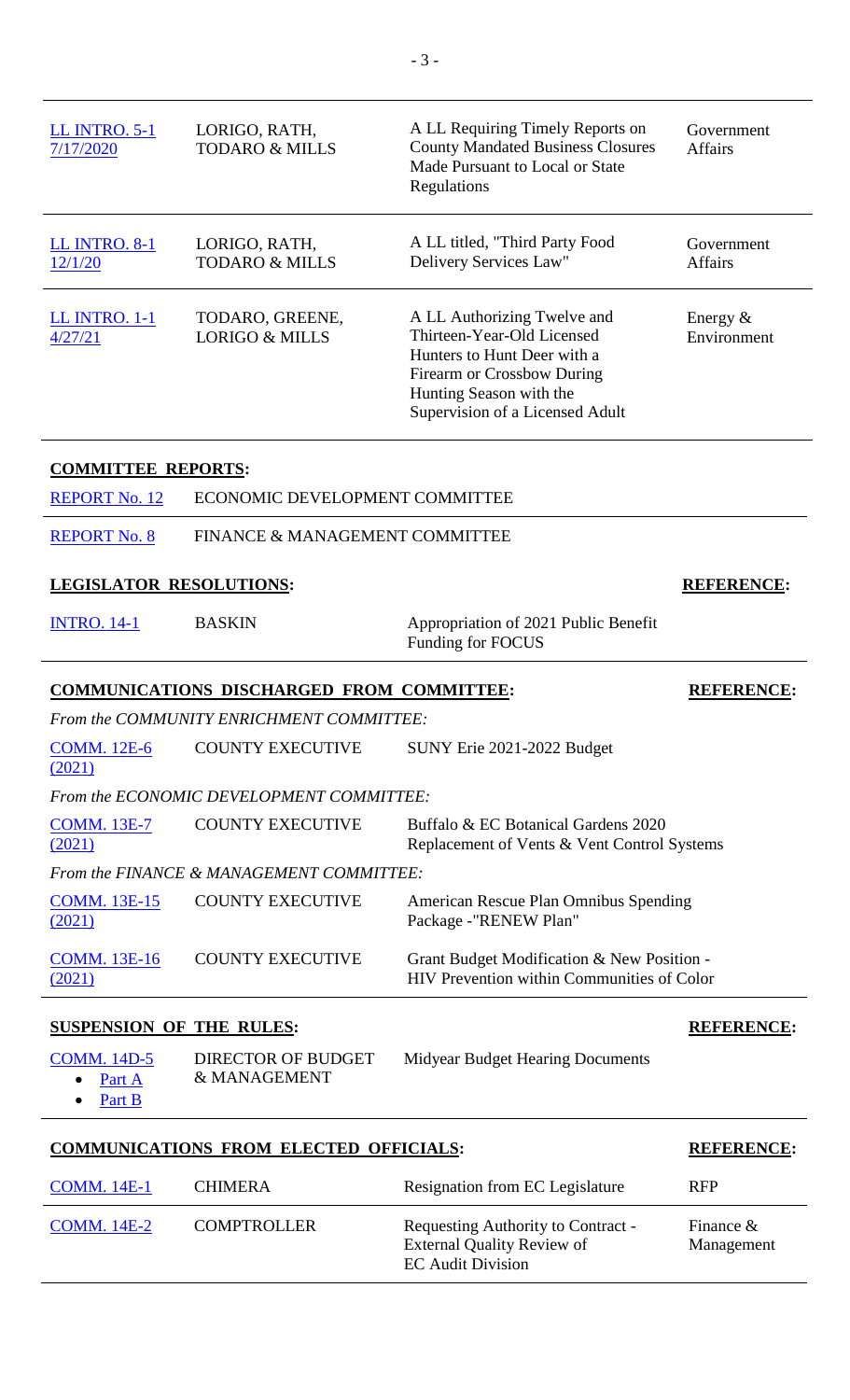| | | | |
|---|---|---|---|
| LL INTRO. 5-1 7/17/2020 | LORIGO, RATH, TODARO & MILLS | A LL Requiring Timely Reports on County Mandated Business Closures Made Pursuant to Local or State Regulations | Government Affairs |
| LL INTRO. 8-1 12/1/20 | LORIGO, RATH, TODARO & MILLS | A LL titled, "Third Party Food Delivery Services Law" | Government Affairs |
| LL INTRO. 1-1 4/27/21 | TODARO, GREENE, LORIGO & MILLS | A LL Authorizing Twelve and Thirteen-Year-Old Licensed Hunters to Hunt Deer with a Firearm or Crossbow During Hunting Season with the Supervision of a Licensed Adult | Energy & Environment |

**COMMITTEE REPORTS:**

| | |
|---|---|
| REPORT No. 12 | ECONOMIC DEVELOPMENT COMMITTEE |
| REPORT No. 8 | FINANCE & MANAGEMENT COMMITTEE |

**LEGISLATOR RESOLUTIONS:** **REFERENCE:**

| | | | |
|---|---|---|---|
| INTRO. 14-1 | BASKIN | Appropriation of 2021 Public Benefit Funding for FOCUS | |

**COMMUNICATIONS DISCHARGED FROM COMMITTEE:** **REFERENCE:**

*From the COMMUNITY ENRICHMENT COMMITTEE:*

| | | |
|---|---|---|
| COMM. 12E-6 (2021) | COUNTY EXECUTIVE | SUNY Erie 2021-2022 Budget |

*From the ECONOMIC DEVELOPMENT COMMITTEE:*

| | | |
|---|---|---|
| COMM. 13E-7 (2021) | COUNTY EXECUTIVE | Buffalo & EC Botanical Gardens 2020 Replacement of Vents & Vent Control Systems |

*From the FINANCE & MANAGEMENT COMMITTEE:*

| | | |
|---|---|---|
| COMM. 13E-15 (2021) | COUNTY EXECUTIVE | American Rescue Plan Omnibus Spending Package -"RENEW Plan" |
| COMM. 13E-16 (2021) | COUNTY EXECUTIVE | Grant Budget Modification & New Position - HIV Prevention within Communities of Color |

**SUSPENSION OF THE RULES:** **REFERENCE:**

| | | | |
|---|---|---|---|
| COMM. 14D-5 <br>• Part A <br>• Part B | DIRECTOR OF BUDGET & MANAGEMENT | Midyear Budget Hearing Documents | |

**COMMUNICATIONS FROM ELECTED OFFICIALS:** **REFERENCE:**

| | | | |
|---|---|---|---|
| COMM. 14E-1 | CHIMERA | Resignation from EC Legislature | RFP |
| COMM. 14E-2 | COMPTROLLER | Requesting Authority to Contract - External Quality Review of EC Audit Division | Finance & Management |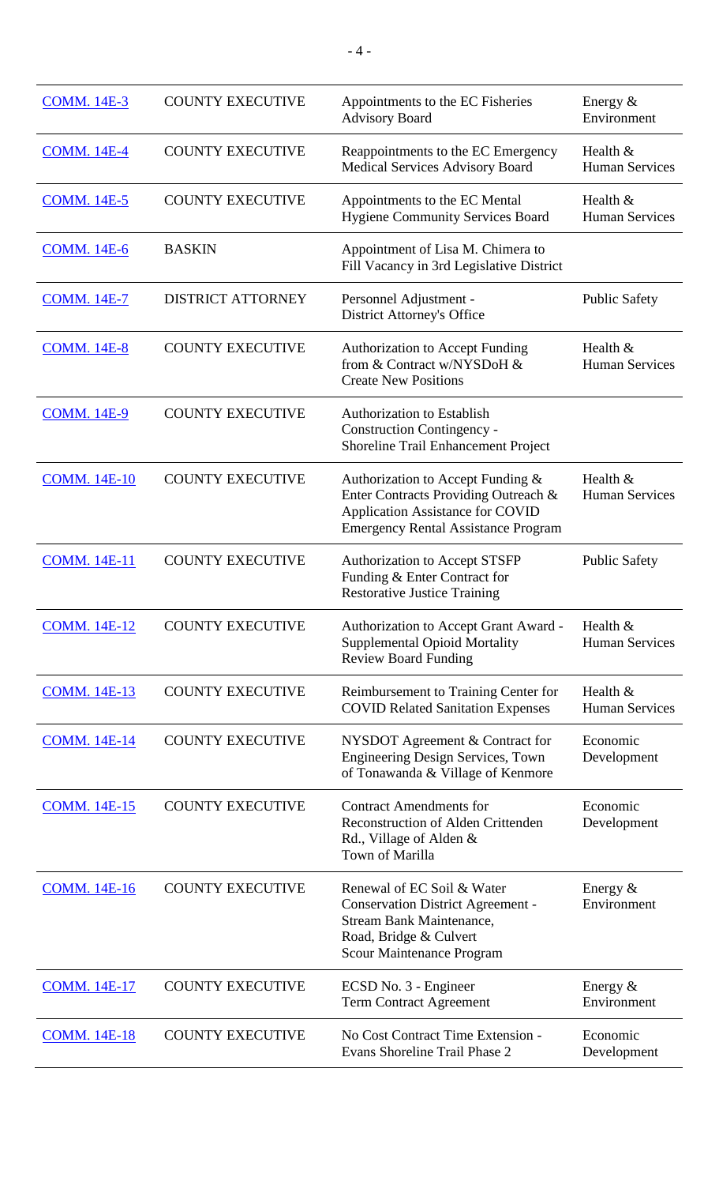| | | | |
|---|---|---|---|
| COMM. 14E-3 | COUNTY EXECUTIVE | Appointments to the EC Fisheries Advisory Board | Energy & Environment |
| COMM. 14E-4 | COUNTY EXECUTIVE | Reappointments to the EC Emergency Medical Services Advisory Board | Health & Human Services |
| COMM. 14E-5 | COUNTY EXECUTIVE | Appointments to the EC Mental Hygiene Community Services Board | Health & Human Services |
| COMM. 14E-6 | BASKIN | Appointment of Lisa M. Chimera to Fill Vacancy in 3rd Legislative District | |
| COMM. 14E-7 | DISTRICT ATTORNEY | Personnel Adjustment - District Attorney's Office | Public Safety |
| COMM. 14E-8 | COUNTY EXECUTIVE | Authorization to Accept Funding from & Contract w/NYSDoH & Create New Positions | Health & Human Services |
| COMM. 14E-9 | COUNTY EXECUTIVE | Authorization to Establish Construction Contingency - Shoreline Trail Enhancement Project | |
| COMM. 14E-10 | COUNTY EXECUTIVE | Authorization to Accept Funding & Enter Contracts Providing Outreach & Application Assistance for COVID Emergency Rental Assistance Program | Health & Human Services |
| COMM. 14E-11 | COUNTY EXECUTIVE | Authorization to Accept STSFP Funding & Enter Contract for Restorative Justice Training | Public Safety |
| COMM. 14E-12 | COUNTY EXECUTIVE | Authorization to Accept Grant Award - Supplemental Opioid Mortality Review Board Funding | Health & Human Services |
| COMM. 14E-13 | COUNTY EXECUTIVE | Reimbursement to Training Center for COVID Related Sanitation Expenses | Health & Human Services |
| COMM. 14E-14 | COUNTY EXECUTIVE | NYSDOT Agreement & Contract for Engineering Design Services, Town of Tonawanda & Village of Kenmore | Economic Development |
| COMM. 14E-15 | COUNTY EXECUTIVE | Contract Amendments for Reconstruction of Alden Crittenden Rd., Village of Alden & Town of Marilla | Economic Development |
| COMM. 14E-16 | COUNTY EXECUTIVE | Renewal of EC Soil & Water Conservation District Agreement - Stream Bank Maintenance, Road, Bridge & Culvert Scour Maintenance Program | Energy & Environment |
| COMM. 14E-17 | COUNTY EXECUTIVE | ECSD No. 3 - Engineer Term Contract Agreement | Energy & Environment |
| COMM. 14E-18 | COUNTY EXECUTIVE | No Cost Contract Time Extension - Evans Shoreline Trail Phase 2 | Economic Development |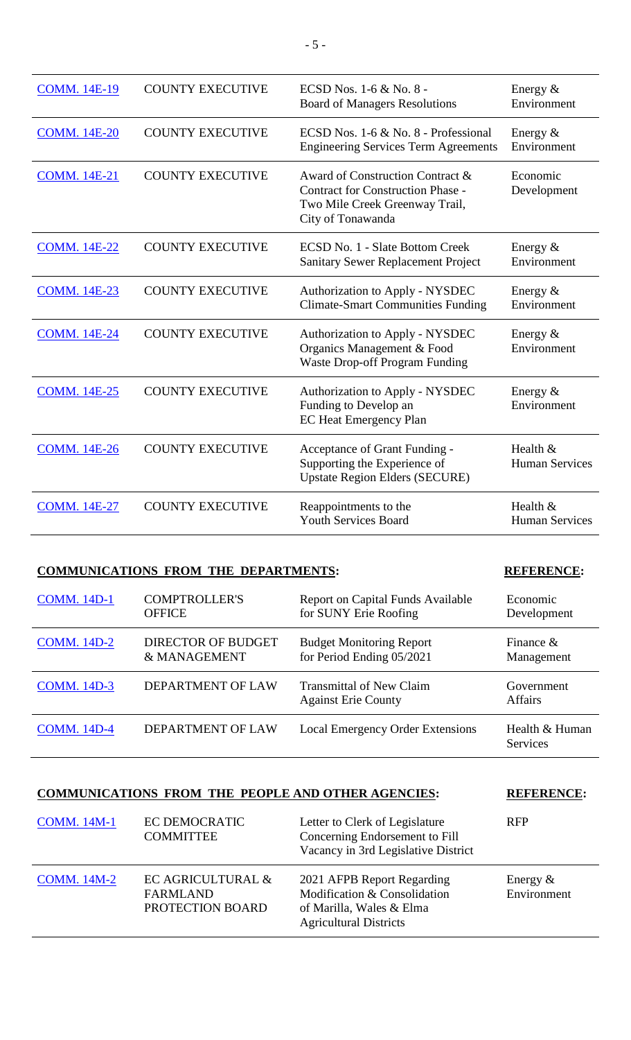| | | | |
|---|---|---|---|
| COMM. 14E-19 | COUNTY EXECUTIVE | ECSD Nos. 1-6 & No. 8 - Board of Managers Resolutions | Energy & Environment |
| COMM. 14E-20 | COUNTY EXECUTIVE | ECSD Nos. 1-6 & No. 8 - Professional Engineering Services Term Agreements | Energy & Environment |
| COMM. 14E-21 | COUNTY EXECUTIVE | Award of Construction Contract & Contract for Construction Phase - Two Mile Creek Greenway Trail, City of Tonawanda | Economic Development |
| COMM. 14E-22 | COUNTY EXECUTIVE | ECSD No. 1 - Slate Bottom Creek Sanitary Sewer Replacement Project | Energy & Environment |
| COMM. 14E-23 | COUNTY EXECUTIVE | Authorization to Apply - NYSDEC Climate-Smart Communities Funding | Energy & Environment |
| COMM. 14E-24 | COUNTY EXECUTIVE | Authorization to Apply - NYSDEC Organics Management & Food Waste Drop-off Program Funding | Energy & Environment |
| COMM. 14E-25 | COUNTY EXECUTIVE | Authorization to Apply - NYSDEC Funding to Develop an EC Heat Emergency Plan | Energy & Environment |
| COMM. 14E-26 | COUNTY EXECUTIVE | Acceptance of Grant Funding - Supporting the Experience of Upstate Region Elders (SECURE) | Health & Human Services |
| COMM. 14E-27 | COUNTY EXECUTIVE | Reappointments to the Youth Services Board | Health & Human Services |

**COMMUNICATIONS FROM THE DEPARTMENTS:** **REFERENCE:**

| | | | |
|---|---|---|---|
| COMM. 14D-1 | COMPTROLLER'S OFFICE | Report on Capital Funds Available for SUNY Erie Roofing | Economic Development |
| COMM. 14D-2 | DIRECTOR OF BUDGET & MANAGEMENT | Budget Monitoring Report for Period Ending 05/2021 | Finance & Management |
| COMM. 14D-3 | DEPARTMENT OF LAW | Transmittal of New Claim Against Erie County | Government Affairs |
| COMM. 14D-4 | DEPARTMENT OF LAW | Local Emergency Order Extensions | Health & Human Services |

**COMMUNICATIONS FROM THE PEOPLE AND OTHER AGENCIES:** **REFERENCE:**

| | | | |
|---|---|---|---|
| COMM. 14M-1 | EC DEMOCRATIC COMMITTEE | Letter to Clerk of Legislature Concerning Endorsement to Fill Vacancy in 3rd Legislative District | RFP |
| COMM. 14M-2 | EC AGRICULTURAL & FARMLAND PROTECTION BOARD | 2021 AFPB Report Regarding Modification & Consolidation of Marilla, Wales & Elma Agricultural Districts | Energy & Environment |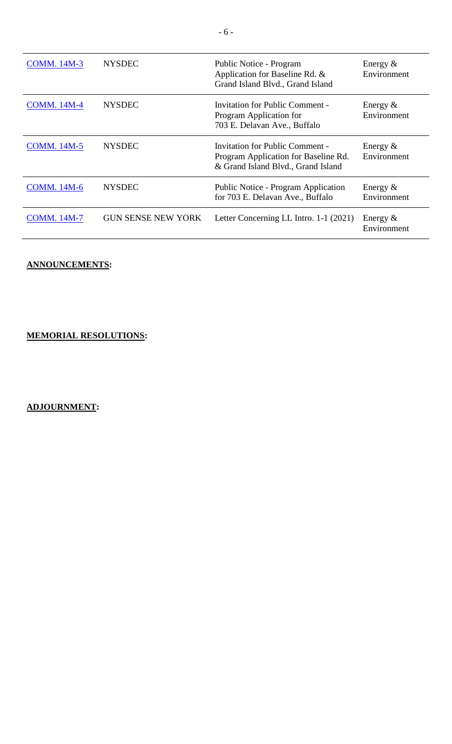| | | | |
|---|---|---|---|
| COMM. 14M-3 | NYSDEC | Public Notice - Program Application for Baseline Rd. & Grand Island Blvd., Grand Island | Energy & Environment |
| COMM. 14M-4 | NYSDEC | Invitation for Public Comment - Program Application for 703 E. Delavan Ave., Buffalo | Energy & Environment |
| COMM. 14M-5 | NYSDEC | Invitation for Public Comment - Program Application for Baseline Rd. & Grand Island Blvd., Grand Island | Energy & Environment |
| COMM. 14M-6 | NYSDEC | Public Notice - Program Application for 703 E. Delavan Ave., Buffalo | Energy & Environment |
| COMM. 14M-7 | GUN SENSE NEW YORK | Letter Concerning LL Intro. 1-1 (2021) | Energy & Environment |

**ANNOUNCEMENTS:**

**MEMORIAL RESOLUTIONS:**

**ADJOURNMENT:**